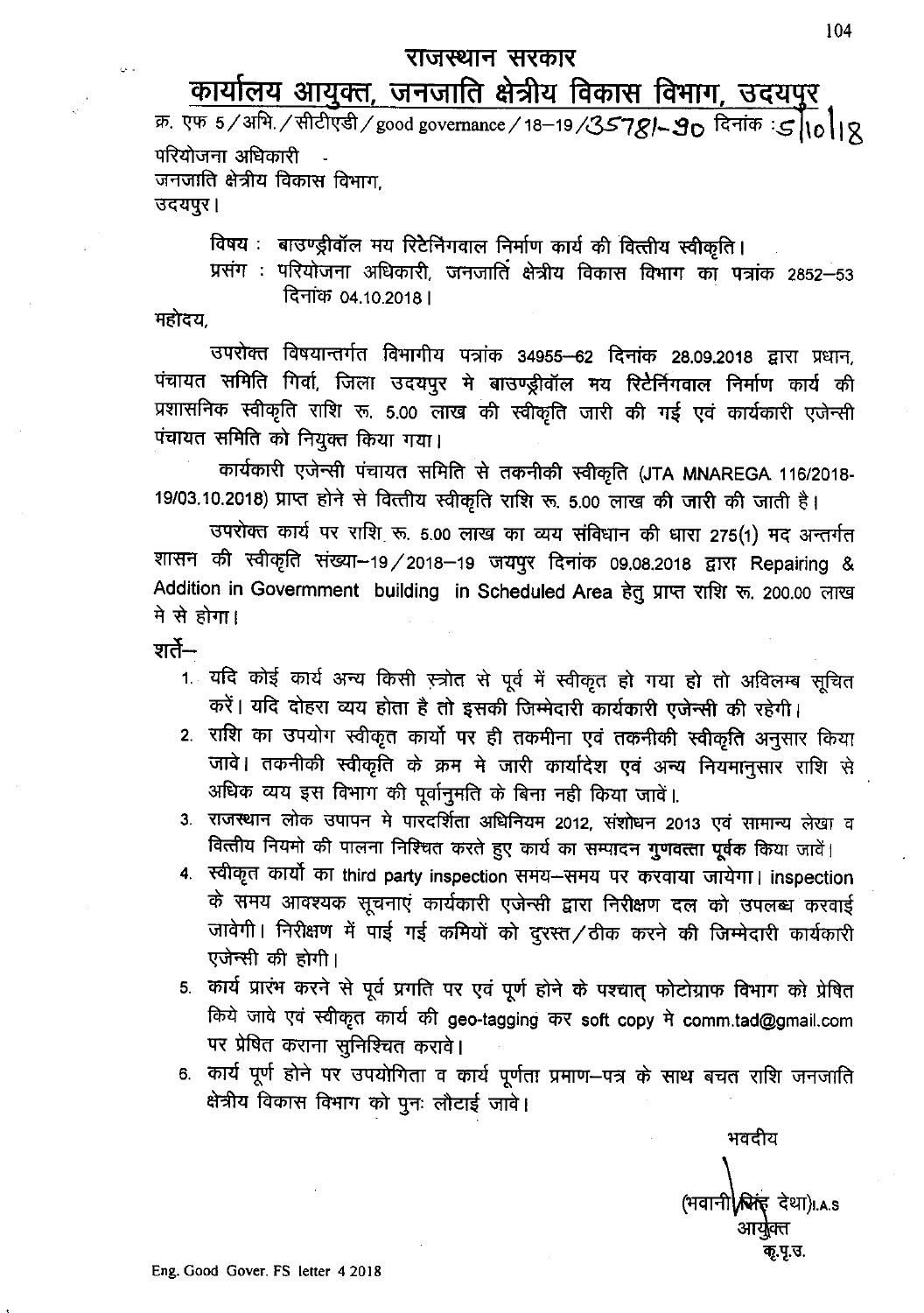# राजस्थान सरकार

## कार्यालय आयुक्त, जनजाति क्षेत्रीय विकास विभाग, उदयपुर

क्र. एफ 5/अभि./सीटीएडी/good governance/18–19/35781-90 दिनांक : 5/10/18

परियोजना अधिकारी -
जनजाति क्षेत्रीय विकास विभाग,
उदयपुर।

विषय : बाउण्ड्रीवॉल मय रिटेनिंगवाल निर्माण कार्य की वित्तीय स्वीकृति।

प्रसंग : परियोजना अधिकारी, जनजाति क्षेत्रीय विकास विभाग का पत्रांक 2852–53 दिनांक 04.10.2018।

महोदय,

उपरोक्त विषयान्तर्गत विभागीय पत्रांक 34955–62 दिनांक 28.09.2018 द्वारा प्रधान, पंचायत समिति गिर्वा, जिला उदयपुर मे बाउण्ड्रीवॉल मय रिटेनिंगवाल निर्माण कार्य की प्रशासनिक स्वीकृति राशि रू. 5.00 लाख की स्वीकृति जारी की गई एवं कार्यकारी एजेन्सी पंचायत समिति को नियुक्त किया गया।

कार्यकारी एजेन्सी पंचायत समिति से तकनीकी स्वीकृति (JTA MNAREGA 116/2018-19/03.10.2018) प्राप्त होने से वित्तीय स्वीकृति राशि रू. 5.00 लाख की जारी की जाती है।

उपरोक्त कार्य पर राशि रू. 5.00 लाख का व्यय संविधान की धारा 275(1) मद अन्तर्गत शासन की स्वीकृति संख्या–19/2018–19 जयपुर दिनांक 09.08.2018 द्वारा Repairing & Addition in Govermment building in Scheduled Area हेतु प्राप्त राशि रू. 200.00 लाख मे से होगा।

शर्ते–

1. यदि कोई कार्य अन्य किसी स्त्रोत से पूर्व में स्वीकृत हो गया हो तो अविलम्ब सूचित करें। यदि दोहरा व्यय होता है तो इसकी जिम्मेदारी कार्यकारी एजेन्सी की रहेगी।
2. राशि का उपयोग स्वीकृत कार्यो पर ही तकमीना एवं तकनीकी स्वीकृति अनुसार किया जावे। तकनीकी स्वीकृति के क्रम मे जारी कार्यादेश एवं अन्य नियमानुसार राशि से अधिक व्यय इस विभाग की पूर्वानुमति के बिना नही किया जावें।
3. राजस्थान लोक उपापन मे पारदर्शिता अधिनियम 2012, संशोधन 2013 एवं सामान्य लेखा व वित्तीय नियमो की पालना निश्चित करते हुए कार्य का सम्पादन गुणवत्ता पूर्वक किया जावें।
4. स्वीकृत कार्यो का third party inspection समय–समय पर करवाया जायेगा। inspection के समय आवश्यक सूचनाएं कार्यकारी एजेन्सी द्वारा निरीक्षण दल को उपलब्ध करवाई जावेगी। निरीक्षण में पाई गई कमियों को दुरस्त/ठीक करने की जिम्मेदारी कार्यकारी एजेन्सी की होगी।
5. कार्य प्रारंभ करने से पूर्व प्रगति पर एवं पूर्ण होने के पश्चात् फोटोग्राफ विभाग को प्रेषित किये जावे एवं स्वीकृत कार्य की geo-tagging कर soft copy मे comm.tad@gmail.com पर प्रेषित कराना सुनिश्चित करावे।
6. कार्य पूर्ण होने पर उपयोगिता व कार्य पूर्णता प्रमाण–पत्र के साथ बचत राशि जनजाति क्षेत्रीय विकास विभाग को पुनः लौटाई जावे।

भवदीय

(भवानी सिंह देथा)I.A.S
आयुक्त
कृ.पृ.उ.

Eng. Good Gover. FS letter 4 2018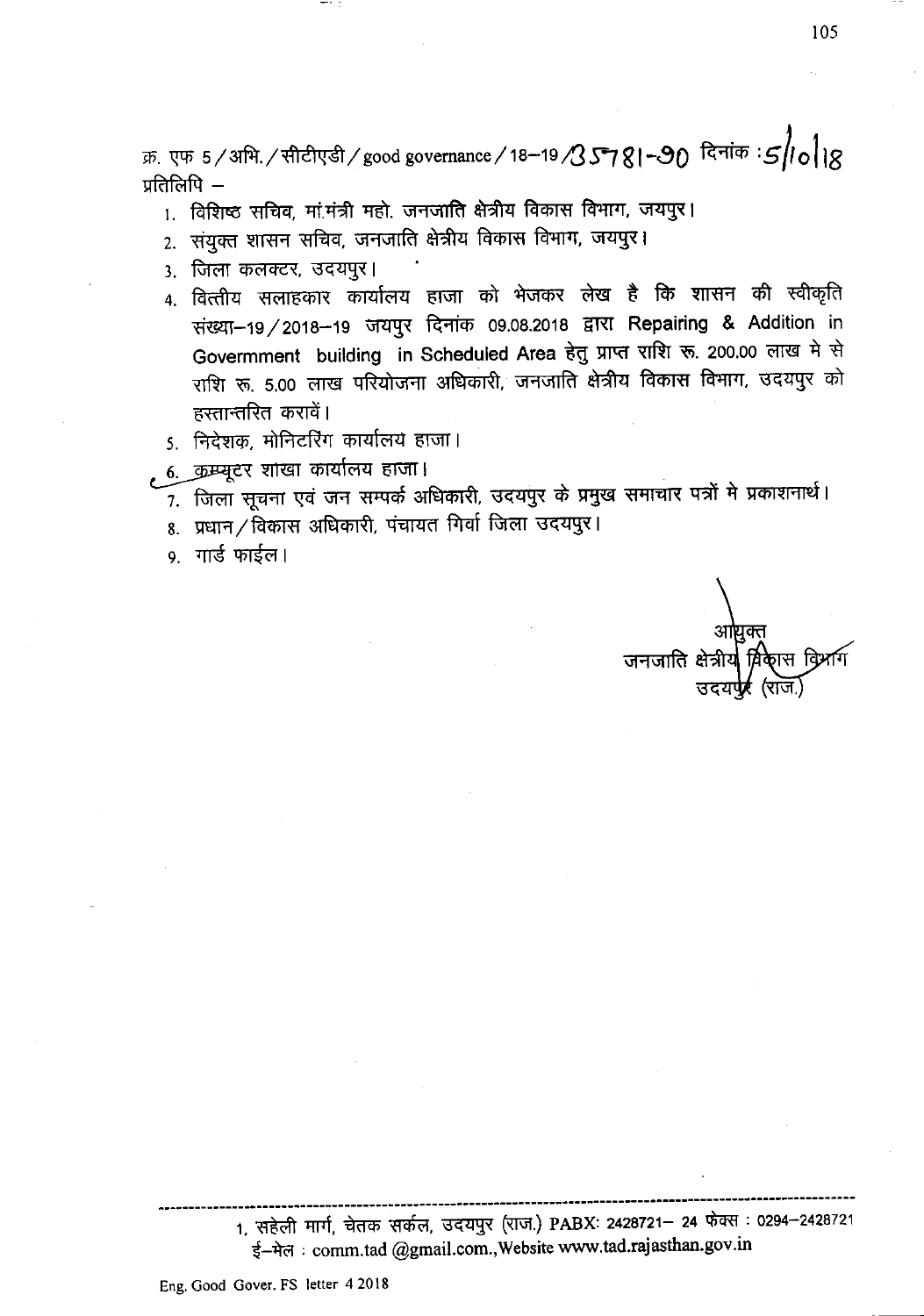क्र. एफ 5/अभि./सीटीएडी/good governance/18–19/35781–90 दिनांक : 5/10/18

प्रतिलिपि –

1. विशिष्ठ सचिव, मा.मंत्री महो. जनजाति क्षेत्रीय विकास विभाग, जयपुर।
2. संयुक्त शासन सचिव, जनजाति क्षेत्रीय विकास विभाग, जयपुर।
3. जिला कलक्टर, उदयपुर।
4. वित्तीय सलाहकार कार्यालय हाजा को भेजकर लेख है कि शासन की स्वीकृति संख्या–19/2018–19 जयपुर दिनांक 09.08.2018 द्वारा Repairing & Addition in Govermment building in Scheduled Area हेतु प्राप्त राशि रू. 200.00 लाख मे से राशि रू. 5.00 लाख परियोजना अधिकारी, जनजाति क्षेत्रीय विकास विभाग, उदयपुर को हस्तान्तरित करावें।
5. निदेशक, मोनिटरिंग कार्यालय हाजा।
6. कम्प्यूटर शाखा कार्यालय हाजा।
7. जिला सूचना एवं जन सम्पर्क अधिकारी, उदयपुर के प्रमुख समाचार पत्रों मे प्रकाशनार्थ।
8. प्रधान/विकास अधिकारी, पंचायत गिर्वा जिला उदयपुर।
9. गार्ड फाईल।

आयुक्त
जनजाति क्षेत्रीय विकास विभाग
उदयपुर (राज.)

1, सहेली मार्ग, चेतक सर्कल, उदयपुर (राज.) PABX: 2428721– 24 फेक्स : 0294–2428721
ई–मेल : comm.tad @gmail.com.,Website www.tad.rajasthan.gov.in

Eng. Good Gover. FS letter 4 2018